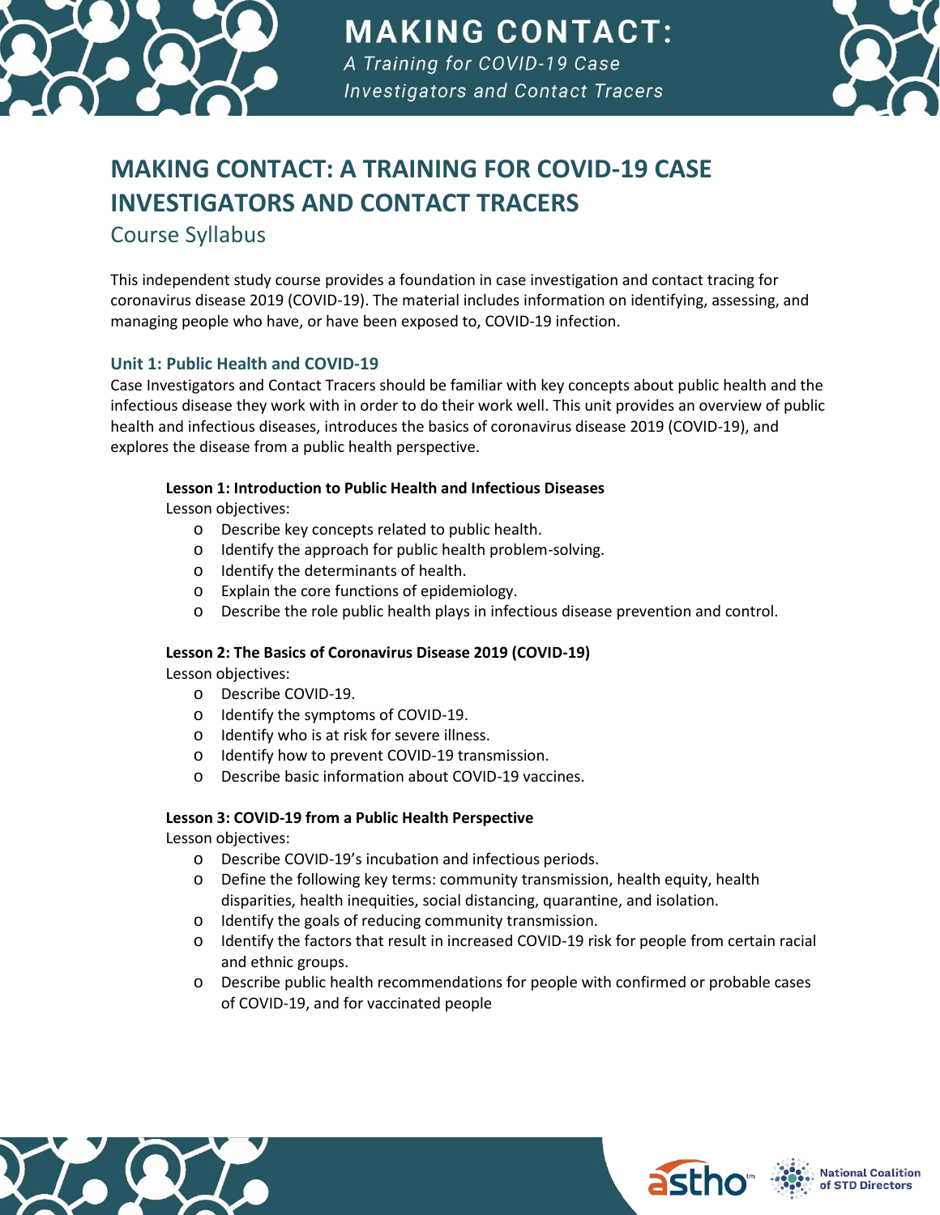# MAKING CONTACT: A TRAINING FOR COVID-19 CASE INVESTIGATORS AND CONTACT TRACERS

## Course Syllabus

This independent study course provides a foundation in case investigation and contact tracing for coronavirus disease 2019 (COVID-19). The material includes information on identifying, assessing, and managing people who have, or have been exposed to, COVID-19 infection.

### Unit 1: Public Health and COVID-19

Case Investigators and Contact Tracers should be familiar with key concepts about public health and the infectious disease they work with in order to do their work well. This unit provides an overview of public health and infectious diseases, introduces the basics of coronavirus disease 2019 (COVID-19), and explores the disease from a public health perspective.

**Lesson 1: Introduction to Public Health and Infectious Diseases**

Lesson objectives:

- Describe key concepts related to public health.
- Identify the approach for public health problem-solving.
- Identify the determinants of health.
- Explain the core functions of epidemiology.
- Describe the role public health plays in infectious disease prevention and control.

**Lesson 2: The Basics of Coronavirus Disease 2019 (COVID-19)**

Lesson objectives:

- Describe COVID-19.
- Identify the symptoms of COVID-19.
- Identify who is at risk for severe illness.
- Identify how to prevent COVID-19 transmission.
- Describe basic information about COVID-19 vaccines.

**Lesson 3: COVID-19 from a Public Health Perspective**

Lesson objectives:

- Describe COVID-19's incubation and infectious periods.
- Define the following key terms: community transmission, health equity, health disparities, health inequities, social distancing, quarantine, and isolation.
- Identify the goals of reducing community transmission.
- Identify the factors that result in increased COVID-19 risk for people from certain racial and ethnic groups.
- Describe public health recommendations for people with confirmed or probable cases of COVID-19, and for vaccinated people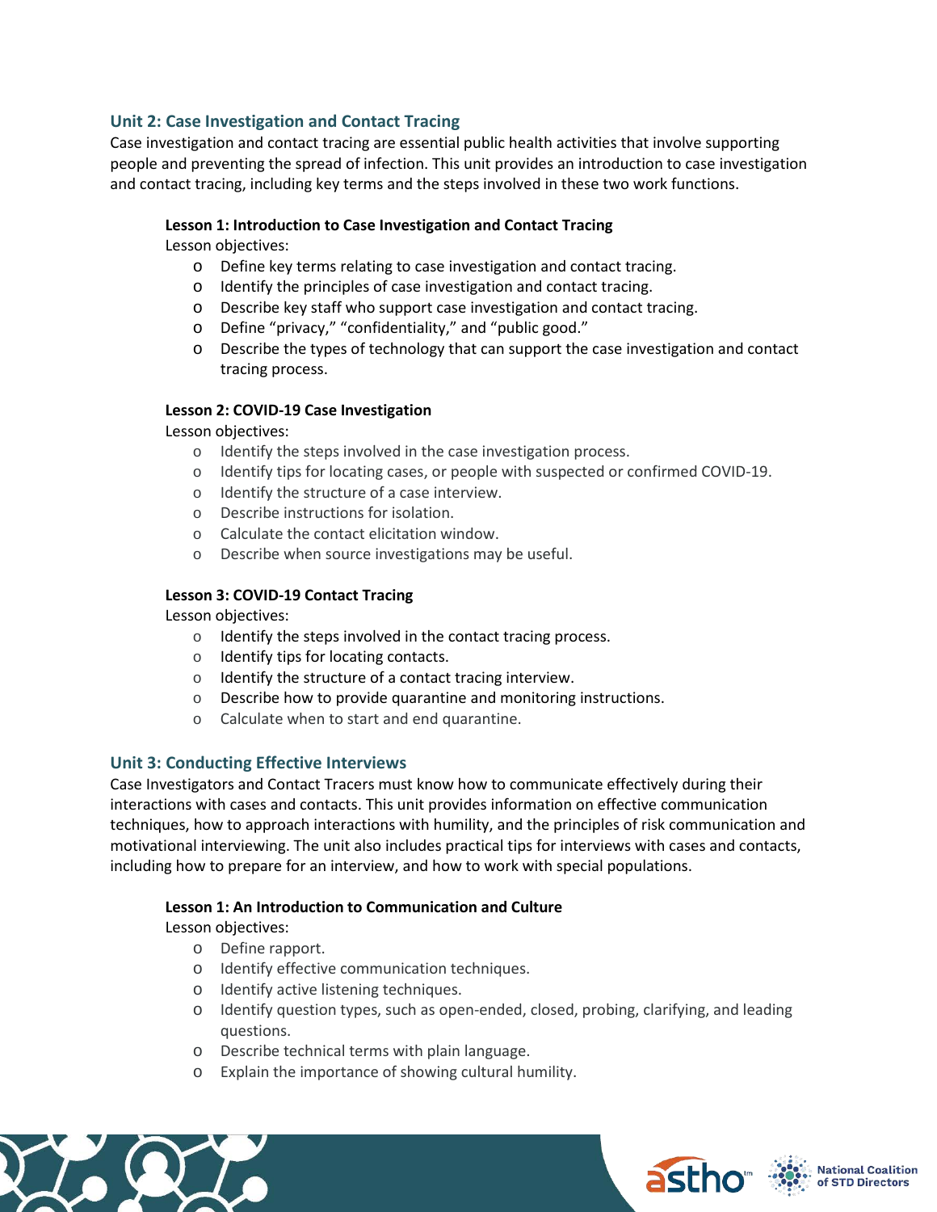## Unit 2: Case Investigation and Contact Tracing

Case investigation and contact tracing are essential public health activities that involve supporting people and preventing the spread of infection. This unit provides an introduction to case investigation and contact tracing, including key terms and the steps involved in these two work functions.

### Lesson 1: Introduction to Case Investigation and Contact Tracing

Lesson objectives:

- Define key terms relating to case investigation and contact tracing.
- Identify the principles of case investigation and contact tracing.
- Describe key staff who support case investigation and contact tracing.
- Define "privacy," "confidentiality," and "public good."
- Describe the types of technology that can support the case investigation and contact tracing process.

### Lesson 2: COVID-19 Case Investigation

Lesson objectives:

- Identify the steps involved in the case investigation process.
- Identify tips for locating cases, or people with suspected or confirmed COVID-19.
- Identify the structure of a case interview.
- Describe instructions for isolation.
- Calculate the contact elicitation window.
- Describe when source investigations may be useful.

### Lesson 3: COVID-19 Contact Tracing

Lesson objectives:

- Identify the steps involved in the contact tracing process.
- Identify tips for locating contacts.
- Identify the structure of a contact tracing interview.
- Describe how to provide quarantine and monitoring instructions.
- Calculate when to start and end quarantine.

## Unit 3: Conducting Effective Interviews

Case Investigators and Contact Tracers must know how to communicate effectively during their interactions with cases and contacts. This unit provides information on effective communication techniques, how to approach interactions with humility, and the principles of risk communication and motivational interviewing. The unit also includes practical tips for interviews with cases and contacts, including how to prepare for an interview, and how to work with special populations.

### Lesson 1: An Introduction to Communication and Culture

Lesson objectives:

- Define rapport.
- Identify effective communication techniques.
- Identify active listening techniques.
- Identify question types, such as open-ended, closed, probing, clarifying, and leading questions.
- Describe technical terms with plain language.
- Explain the importance of showing cultural humility.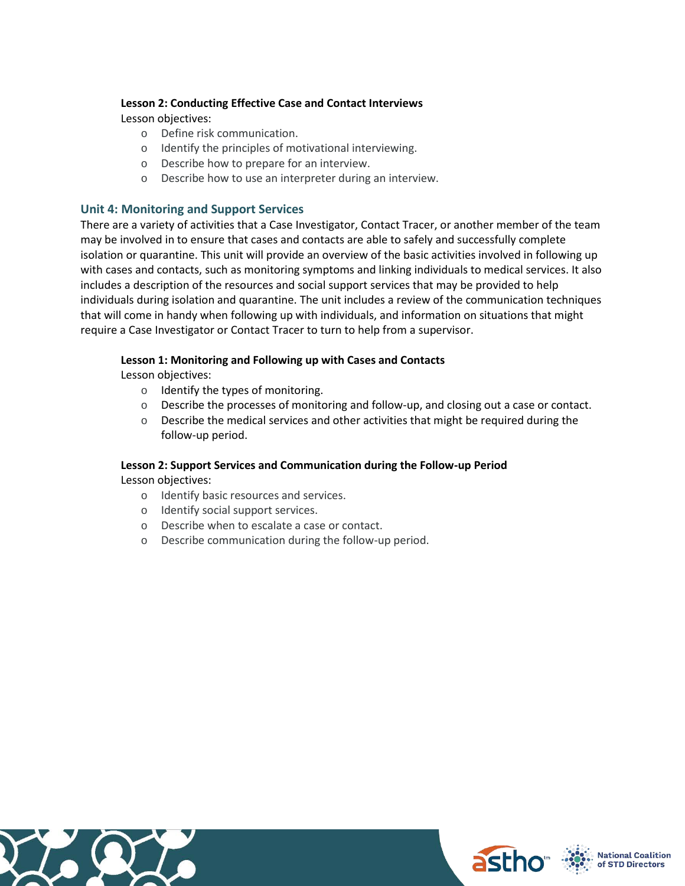**Lesson 2: Conducting Effective Case and Contact Interviews**

Lesson objectives:

- Define risk communication.
- Identify the principles of motivational interviewing.
- Describe how to prepare for an interview.
- Describe how to use an interpreter during an interview.

## Unit 4: Monitoring and Support Services

There are a variety of activities that a Case Investigator, Contact Tracer, or another member of the team may be involved in to ensure that cases and contacts are able to safely and successfully complete isolation or quarantine. This unit will provide an overview of the basic activities involved in following up with cases and contacts, such as monitoring symptoms and linking individuals to medical services. It also includes a description of the resources and social support services that may be provided to help individuals during isolation and quarantine. The unit includes a review of the communication techniques that will come in handy when following up with individuals, and information on situations that might require a Case Investigator or Contact Tracer to turn to help from a supervisor.

**Lesson 1: Monitoring and Following up with Cases and Contacts**

Lesson objectives:

- Identify the types of monitoring.
- Describe the processes of monitoring and follow-up, and closing out a case or contact.
- Describe the medical services and other activities that might be required during the follow-up period.

**Lesson 2: Support Services and Communication during the Follow-up Period**

Lesson objectives:

- Identify basic resources and services.
- Identify social support services.
- Describe when to escalate a case or contact.
- Describe communication during the follow-up period.